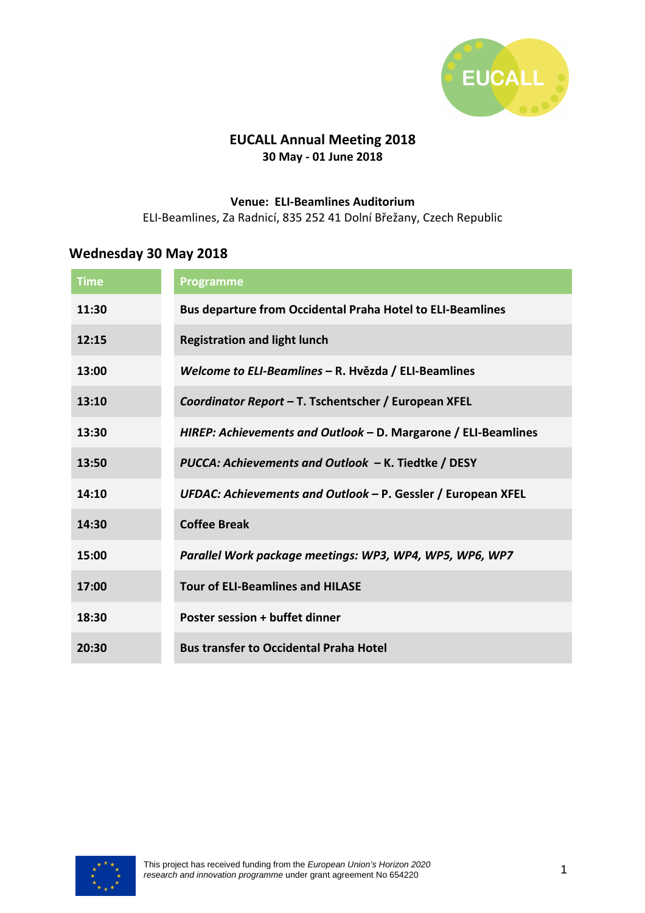# EUCALL Annual Meeting 2018

**30 May - 01 June 2018**

**Venue: ELI-Beamlines Auditorium**

ELI-Beamlines, Za Radnicí, 835 252 41 Dolní Břežany, Czech Republic

## Wednesday 30 May 2018

| Time | Programme |
|---|---|
| **11:30** | **Bus departure from Occidental Praha Hotel to ELI-Beamlines** |
| **12:15** | **Registration and light lunch** |
| **13:00** | ***Welcome to ELI-Beamlines* – R. Hvězda / ELI-Beamlines** |
| **13:10** | ***Coordinator Report* – T. Tschentscher / European XFEL** |
| **13:30** | ***HIREP: Achievements and Outlook* – D. Margarone / ELI-Beamlines** |
| **13:50** | ***PUCCA: Achievements and Outlook* – K. Tiedtke / DESY** |
| **14:10** | ***UFDAC: Achievements and Outlook* – P. Gessler / European XFEL** |
| **14:30** | **Coffee Break** |
| **15:00** | ***Parallel Work package meetings: WP3, WP4, WP5, WP6, WP7*** |
| **17:00** | **Tour of ELI-Beamlines and HILASE** |
| **18:30** | **Poster session + buffet dinner** |
| **20:30** | **Bus transfer to Occidental Praha Hotel** |

This project has received funding from the *European Union's Horizon 2020 research and innovation programme* under grant agreement No 654220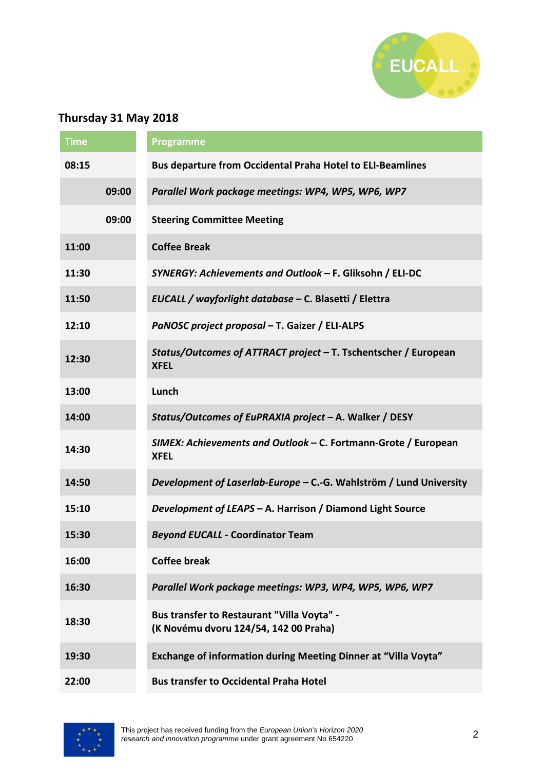## Thursday 31 May 2018

| Time | Programme |
|---|---|
| 08:15 | **Bus departure from Occidental Praha Hotel to ELI-Beamlines** |
| 09:00 | ***Parallel Work package meetings: WP4, WP5, WP6, WP7*** |
| 09:00 | **Steering Committee Meeting** |
| 11:00 | **Coffee Break** |
| 11:30 | ***SYNERGY: Achievements and Outlook*** **– F. Gliksohn / ELI-DC** |
| 11:50 | ***EUCALL / wayforlight database*** **– C. Blasetti / Elettra** |
| 12:10 | ***PaNOSC project proposal*** **– T. Gaizer / ELI-ALPS** |
| 12:30 | ***Status/Outcomes of ATTRACT project*** **– T. Tschentscher / European XFEL** |
| 13:00 | **Lunch** |
| 14:00 | ***Status/Outcomes of EuPRAXIA project*** **– A. Walker / DESY** |
| 14:30 | ***SIMEX: Achievements and Outlook*** **– C. Fortmann-Grote / European XFEL** |
| 14:50 | ***Development of Laserlab-Europe*** **– C.-G. Wahlström / Lund University** |
| 15:10 | ***Development of LEAPS*** **– A. Harrison / Diamond Light Source** |
| 15:30 | ***Beyond EUCALL*** **- Coordinator Team** |
| 16:00 | **Coffee break** |
| 16:30 | ***Parallel Work package meetings: WP3, WP4, WP5, WP6, WP7*** |
| 18:30 | **Bus transfer to Restaurant "Villa Voyta" - (K Novému dvoru 124/54, 142 00 Praha)** |
| 19:30 | **Exchange of information during Meeting Dinner at "Villa Voyta"** |
| 22:00 | **Bus transfer to Occidental Praha Hotel** |

This project has received funding from the *European Union's Horizon 2020 research and innovation programme* under grant agreement No 654220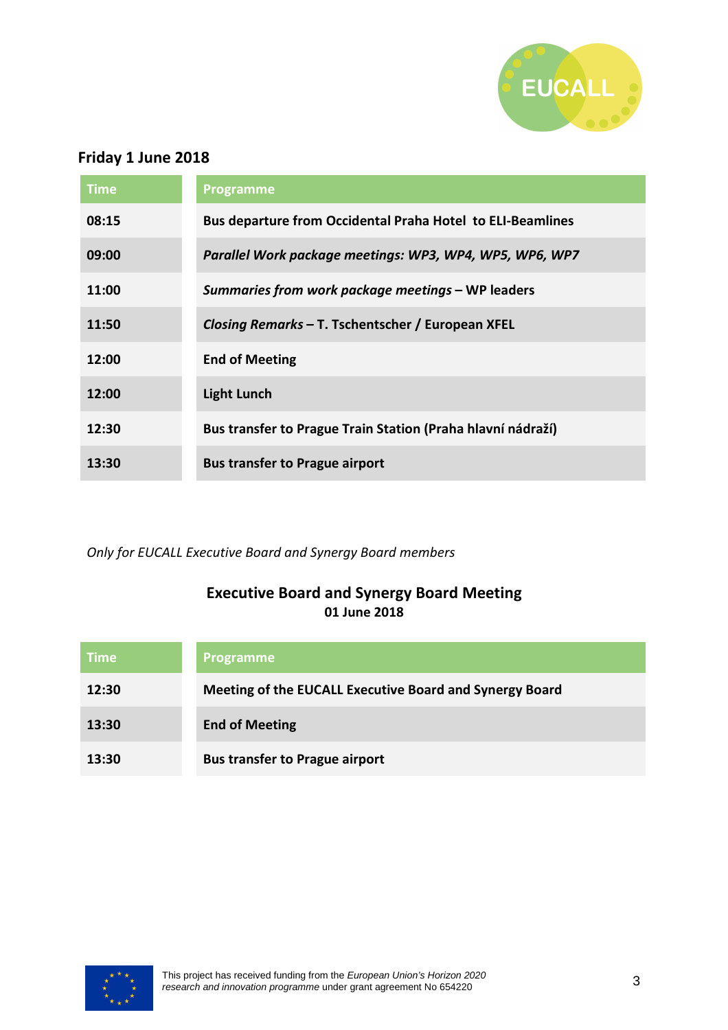## Friday 1 June 2018

| Time | Programme |
|---|---|
| 08:15 | **Bus departure from Occidental Praha Hotel to ELI-Beamlines** |
| 09:00 | ***Parallel Work package meetings: WP3, WP4, WP5, WP6, WP7*** |
| 11:00 | ***Summaries from work package meetings*** **– WP leaders** |
| 11:50 | ***Closing Remarks*** **– T. Tschentscher / European XFEL** |
| 12:00 | **End of Meeting** |
| 12:00 | **Light Lunch** |
| 12:30 | **Bus transfer to Prague Train Station (Praha hlavní nádraží)** |
| 13:30 | **Bus transfer to Prague airport** |

*Only for EUCALL Executive Board and Synergy Board members*

### Executive Board and Synergy Board Meeting
**01 June 2018**

| Time | Programme |
|---|---|
| 12:30 | **Meeting of the EUCALL Executive Board and Synergy Board** |
| 13:30 | **End of Meeting** |
| 13:30 | **Bus transfer to Prague airport** |

This project has received funding from the *European Union's Horizon 2020 research and innovation programme* under grant agreement No 654220